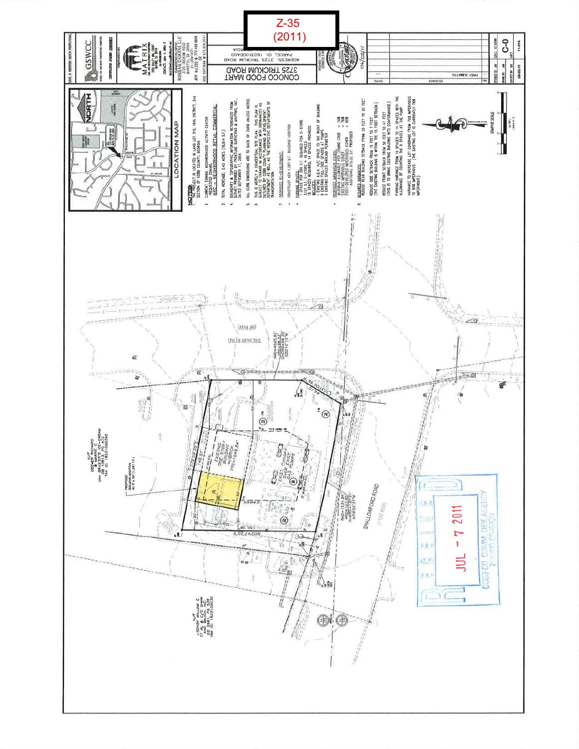Z-35
(2011)

CONOCO FOOD MART
3725 TRICKUM ROAD
ADDRESS: 3725 TRICKUM ROAD
PARCEL ID: 16031000400

ROSHAN DAMANI, LLC
3725 TRICKUM ROAD
MARIETTA, GA 30066

MATRIX

GSWCC

LOCATION MAP

NORTH

NOTES:

1. THE PROJECT IS LOCATED IN LAND LOT 310, 16th DISTRICT, 2nd SECTION OF COBB COUNTY, GEORGIA
2. CURRENT ZONING: NEIGHBORHOOD ACTIVITY CENTER
   REQUESTED ZONING: NRC - NEIGHBORHOOD RETAIL COMMERCIAL
3. TOTAL ACREAGE: 0.43 ACRES (18,614 S.F.)
4. BOUNDARY & TOPOGRAPHIC INFORMATION REFERENCED FROM SURVEY PROVIDED BY FRONTLINE SURVEYING & MAPPING, INC. DATED SEPTEMBER 17, 2008
5. ALL CURB DIMENSIONS ARE TO BACK OF CURB UNLESS NOTED.
6. THIS IS MERELY A CONCEPTUAL SITE PLAN. THIS PLAN IS SUBJECT TO CHANGE IN ACCORDANCE WITH ORDINANCES AS OUTLINED BY COBB COUNTY PLANNING & DEVELOPMENT DEPARTMENT AS WELL AS THE RESPECTIVE DEPARTMENTS OF TRANSPORTATION.
7. PROPOSED RE-DEVELOPMENT:
   - CONSTRUCT NEW 1,387 S.F. BUILDING ADDITION
   - PARKING SPACES:
     1 SPACE PER 200 S.F. REQUIRED FOR C-STORE
     3,121 S.F. C-STORE = 16 SPACES
     16 SPACES REQUIRED, 14 SPACES PROVIDED
     INCLUDES:
     1 EXISTING A.D.A. H/C SPACE TO THE RIGHT OF BUILDING
     8 EXISTING GAS SPACES AT THE PUMPS
     5 EXISTING SPACES AROUND PERIMETER
   - PROPOSED IMPERVIOUS COVER:
     MAXIMUM ALLOWABLE PER ZONING CODE = 70%
     EXISTING IMPERVIOUS COVER = 76%
     POST-DEVELOPED IMPERVIOUS COVER = 80%
     ADDITIONAL 870.02 S.F. PROPOSED
8. REQUIRED VARIANCES:
   REDUCE REAR BUILDING SETBACK FROM 30 FEET TO 20 FEET
   REDUCE SIDE SETBACK FROM 15 FEET TO 7 FEET
   (THE EXISTING BUILDING IS WITHIN THE 15 FOOT SETBACK.)
   REDUCE FRONT SETBACK FROM 50 FEET TO 47 FEET
   (THIS IS TO BRING EXISTING BUILDING INTO CONFORMANCE.)
   PARKING VARIANCE FROM 16 SPACES TO 14 SPACES WITH THE ALLOWANCE OF COUNTING THE 8 SPACES AT THE PUMP
   VARIANCE TO INCREASE LOT COVERAGE FROM 70% IMPERVIOUS TO 80% IMPERVIOUS. (THE EXISTING LOT IS CURRENTLY 76% IMPERVIOUS.)

GRAPHIC SCALE

N/F
DECKER RICHARD & MARIE C
dba BRUSTER'S ICE CREAM
TAX ID: 16031000390

N/F
LISENBY WILLIAM E
ET AL C/O SHAW
AND BAUGH, INC.
TAX ID: 16031000030

PROPOSED BUILDING ADDITION

EXISTING ONE STORY BUILDING

EXIST. CANOPY OVER EXIST. GAS PUMPS

TRICKUM ROAD
(60' R/W)

SHALLOWFORD ROAD
(~100' R/W)

S78°39'30"E
N00°47'20"E

RECEIVED
JUL - 7 2011
COBB CO. COMM. DEV. AGENCY
ZONING DIVISION

FIRST SUBMITTAL

C-0

06-02-11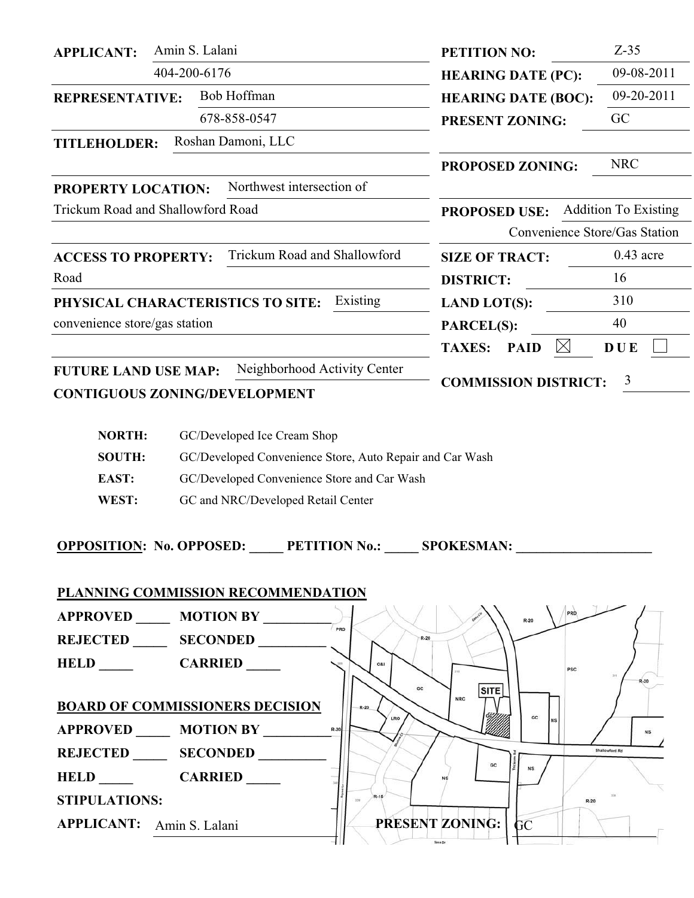**APPLICANT:** Amin S. Lalani

404-200-6176

**REPRESENTATIVE:** Bob Hoffman

678-858-0547

**TITLEHOLDER:** Roshan Damoni, LLC

**PROPERTY LOCATION:** Northwest intersection of Trickum Road and Shallowford Road

**ACCESS TO PROPERTY:** Trickum Road and Shallowford Road

**PHYSICAL CHARACTERISTICS TO SITE:** Existing convenience store/gas station

**FUTURE LAND USE MAP:** Neighborhood Activity Center

**PETITION NO:** Z-35

**HEARING DATE (PC):** 09-08-2011

**HEARING DATE (BOC):** 09-20-2011

**PRESENT ZONING:** GC

**PROPOSED ZONING:** NRC

**PROPOSED USE:** Addition To Existing Convenience Store/Gas Station

**SIZE OF TRACT:** 0.43 acre

**DISTRICT:** 16

**LAND LOT(S):** 310

**PARCEL(S):** 40

**TAXES: PAID** ☒ **DUE** ☐

**COMMISSION DISTRICT:** 3

**CONTIGUOUS ZONING/DEVELOPMENT**

| | |
|---|---|
| **NORTH:** | GC/Developed Ice Cream Shop |
| **SOUTH:** | GC/Developed Convenience Store, Auto Repair and Car Wash |
| **EAST:** | GC/Developed Convenience Store and Car Wash |
| **WEST:** | GC and NRC/Developed Retail Center |

**OPPOSITION: No. OPPOSED: _____ PETITION No.: _____ SPOKESMAN: ____________________**

**PLANNING COMMISSION RECOMMENDATION**

**APPROVED _____ MOTION BY __________**

**REJECTED _____ SECONDED __________**

**HELD _____ CARRIED _____**

**BOARD OF COMMISSIONERS DECISION**

**APPROVED _____ MOTION BY __________**

**REJECTED _____ SECONDED __________**

**HELD _____ CARRIED _____**

**STIPULATIONS:**

PRD
R-20
PRD
C&I
GC
NRC
SITE
GC
NS
PSC
R-20
NS
R-20
LRO
Shallowford Rd
Trickum Rd
GC
NS
NS
R-15
R-20
Sims Dr

**APPLICANT:** Amin S. Lalani **PRESENT ZONING:** GC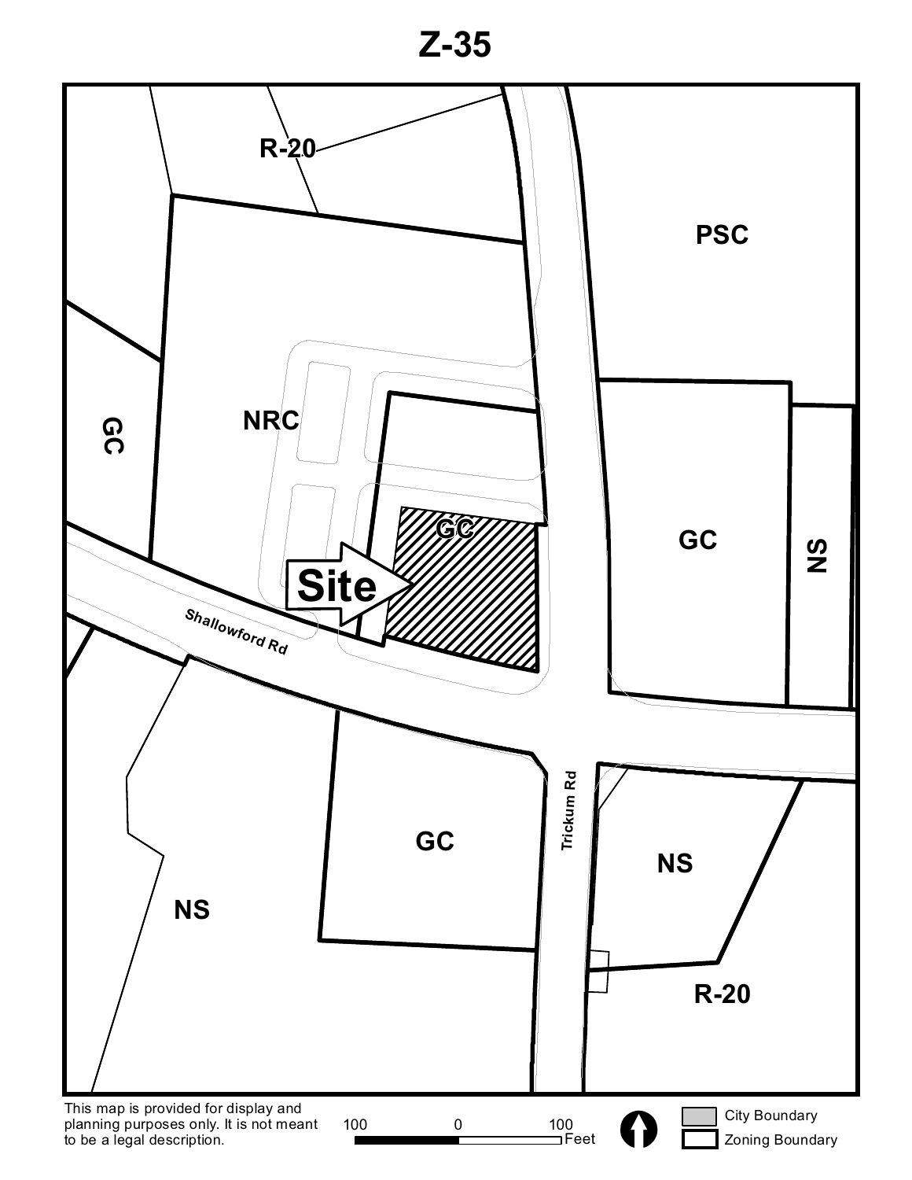# Z-35

R-20

PSC

GC

NRC

GC

GC

NS

Site

Shallowford Rd

Trickum Rd

GC

NS

NS

R-20

This map is provided for display and planning purposes only. It is not meant to be a legal description.

100 0 100 Feet

City Boundary

Zoning Boundary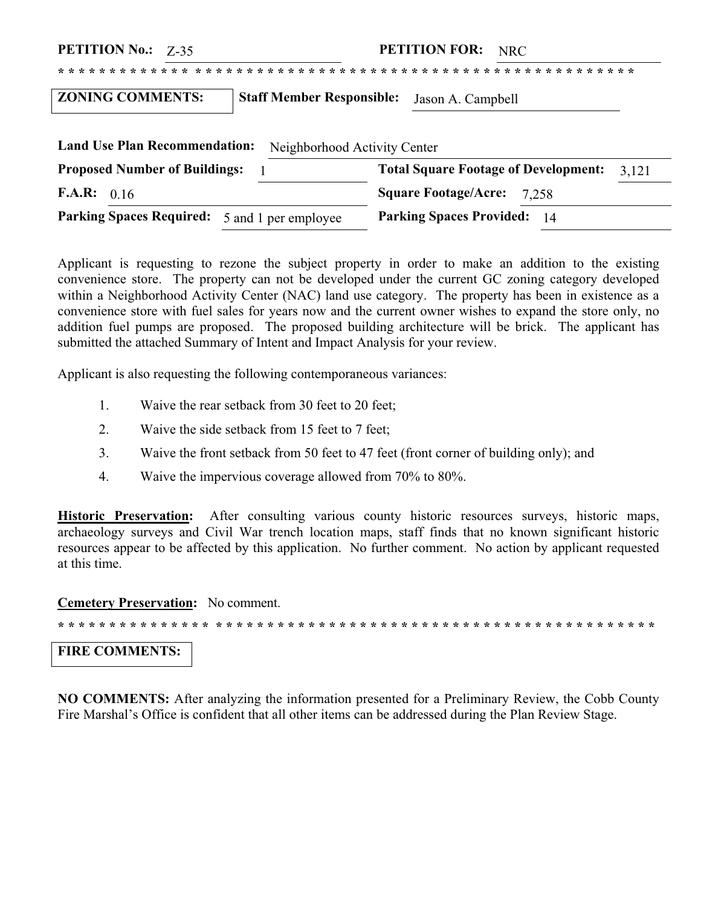**PETITION No.:** Z-35 **PETITION FOR:** NRC

* * * * * * * * * * * * * * * * * * * * * * * * * * * * * * * * * * * * * * * * * * * * * * * * * * * * * * * * * * * *

**ZONING COMMENTS:** **Staff Member Responsible:** Jason A. Campbell

**Land Use Plan Recommendation:** Neighborhood Activity Center

| | | | |
|---|---|---|---|
| **Proposed Number of Buildings:** | 1 | **Total Square Footage of Development:** | 3,121 |
| **F.A.R:** | 0.16 | **Square Footage/Acre:** | 7,258 |
| **Parking Spaces Required:** | 5 and 1 per employee | **Parking Spaces Provided:** | 14 |

Applicant is requesting to rezone the subject property in order to make an addition to the existing convenience store. The property can not be developed under the current GC zoning category developed within a Neighborhood Activity Center (NAC) land use category. The property has been in existence as a convenience store with fuel sales for years now and the current owner wishes to expand the store only, no addition fuel pumps are proposed. The proposed building architecture will be brick. The applicant has submitted the attached Summary of Intent and Impact Analysis for your review.

Applicant is also requesting the following contemporaneous variances:

1. Waive the rear setback from 30 feet to 20 feet;
2. Waive the side setback from 15 feet to 7 feet;
3. Waive the front setback from 50 feet to 47 feet (front corner of building only); and
4. Waive the impervious coverage allowed from 70% to 80%.

**Historic Preservation:** After consulting various county historic resources surveys, historic maps, archaeology surveys and Civil War trench location maps, staff finds that no known significant historic resources appear to be affected by this application. No further comment. No action by applicant requested at this time.

**Cemetery Preservation:** No comment.

* * * * * * * * * * * * * * * * * * * * * * * * * * * * * * * * * * * * * * * * * * * * * * * * * * * * * * * * * * * *

**FIRE COMMENTS:**

**NO COMMENTS:** After analyzing the information presented for a Preliminary Review, the Cobb County Fire Marshal's Office is confident that all other items can be addressed during the Plan Review Stage.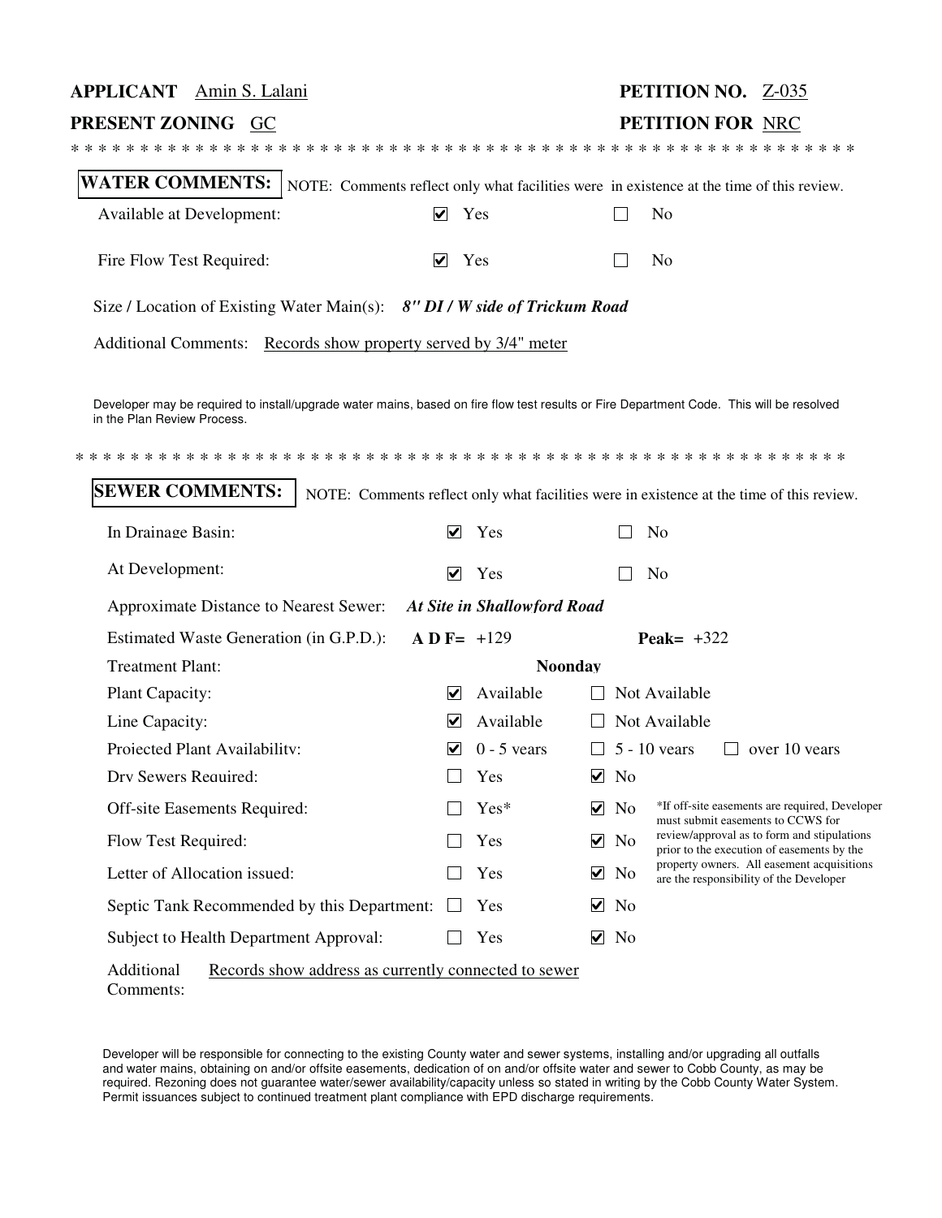**APPLICANT** Amin S. Lalani **PETITION NO.** Z-035

**PRESENT ZONING** GC **PETITION FOR** NRC

* * * * * * * * * * * * * * * * * * * * * * * * * * * * * * * * * * * * * * * * * * * * * * * * * * * * * * * * * * * * *

**WATER COMMENTS:** NOTE: Comments reflect only what facilities were in existence at the time of this review.

| | | |
|---|---|---|
| Available at Development: | ☑ Yes | ☐ No |
| Fire Flow Test Required: | ☑ Yes | ☐ No |

Size / Location of Existing Water Main(s): ***8" DI / W side of Trickum Road***

Additional Comments: Records show property served by 3/4" meter

Developer may be required to install/upgrade water mains, based on fire flow test results or Fire Department Code. This will be resolved in the Plan Review Process.

* * * * * * * * * * * * * * * * * * * * * * * * * * * * * * * * * * * * * * * * * * * * * * * * * * * * * * * * * * * *

**SEWER COMMENTS:** NOTE: Comments reflect only what facilities were in existence at the time of this review.

| | | | |
|---|---|---|---|
| In Drainage Basin: | ☑ Yes | ☐ No | |
| At Development: | ☑ Yes | ☐ No | |
| Approximate Distance to Nearest Sewer: | ***At Site in Shallowford Road*** | | |
| Estimated Waste Generation (in G.P.D.): | **A D F=** +129 | **Peak=** +322 | |
| Treatment Plant: | **Noonday** | | |
| Plant Capacity: | ☑ Available | ☐ Not Available | |
| Line Capacity: | ☑ Available | ☐ Not Available | |
| Projected Plant Availability: | ☑ 0 - 5 years | ☐ 5 - 10 years | ☐ over 10 years |
| Dry Sewers Required: | ☐ Yes | ☑ No | |
| Off-site Easements Required: | ☐ Yes* | ☑ No | |
| Flow Test Required: | ☐ Yes | ☑ No | |
| Letter of Allocation issued: | ☐ Yes | ☑ No | |
| Septic Tank Recommended by this Department: | ☐ Yes | ☑ No | |
| Subject to Health Department Approval: | ☐ Yes | ☑ No | |

*If off-site easements are required, Developer must submit easements to CCWS for review/approval as to form and stipulations prior to the execution of easements by the property owners. All easement acquisitions are the responsibility of the Developer

Additional Comments: Records show address as currently connected to sewer

Developer will be responsible for connecting to the existing County water and sewer systems, installing and/or upgrading all outfalls and water mains, obtaining on and/or offsite easements, dedication of on and/or offsite water and sewer to Cobb County, as may be required. Rezoning does not guarantee water/sewer availability/capacity unless so stated in writing by the Cobb County Water System. Permit issuances subject to continued treatment plant compliance with EPD discharge requirements.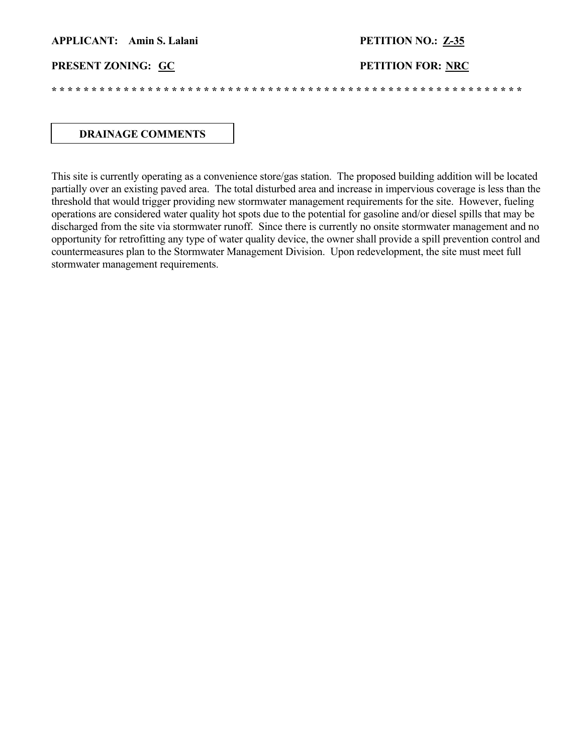**APPLICANT:** **Amin S. Lalani** **PETITION NO.:** **Z-35**

**PRESENT ZONING:** **GC** **PETITION FOR:** **NRC**

* * * * * * * * * * * * * * * * * * * * * * * * * * * * * * * * * * * * * * * * * * * * * * * * * * * * * * * * * * * * *

## DRAINAGE COMMENTS

This site is currently operating as a convenience store/gas station. The proposed building addition will be located partially over an existing paved area. The total disturbed area and increase in impervious coverage is less than the threshold that would trigger providing new stormwater management requirements for the site. However, fueling operations are considered water quality hot spots due to the potential for gasoline and/or diesel spills that may be discharged from the site via stormwater runoff. Since there is currently no onsite stormwater management and no opportunity for retrofitting any type of water quality device, the owner shall provide a spill prevention control and countermeasures plan to the Stormwater Management Division. Upon redevelopment, the site must meet full stormwater management requirements.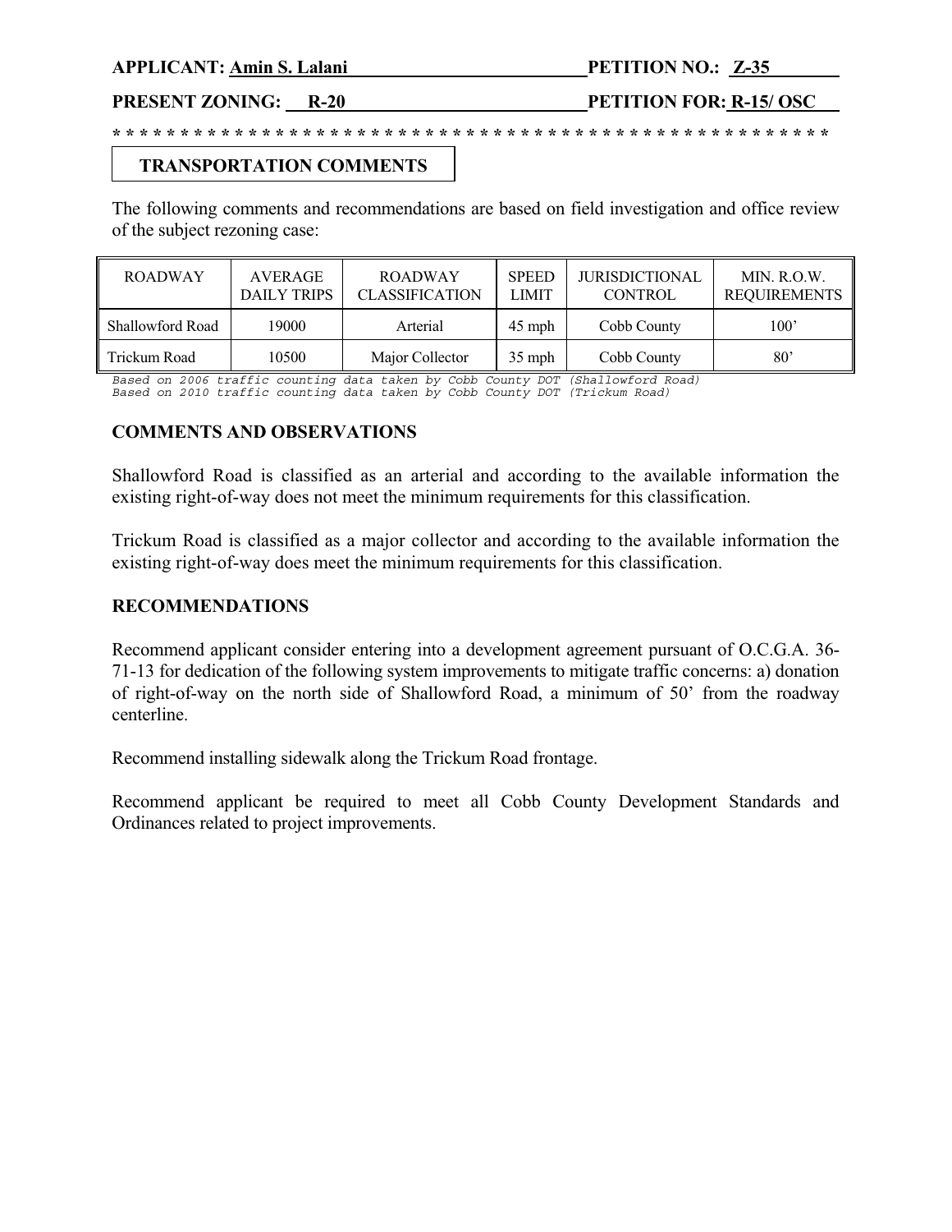**APPLICANT: Amin S. Lalani** **PETITION NO.: Z-35**

**PRESENT ZONING: R-20** **PETITION FOR: R-15/ OSC**

**\* \* \* \* \* \* \* \* \* \* \* \* \* \* \* \* \* \* \* \* \* \* \* \* \* \* \* \* \* \* \* \* \* \* \* \* \* \* \* \* \* \* \* \* \* \* \* \* \* \* \* \* \* \* \* \***

## TRANSPORTATION COMMENTS

The following comments and recommendations are based on field investigation and office review of the subject rezoning case:

| ROADWAY | AVERAGE DAILY TRIPS | ROADWAY CLASSIFICATION | SPEED LIMIT | JURISDICTIONAL CONTROL | MIN. R.O.W. REQUIREMENTS |
|---|---|---|---|---|---|
| Shallowford Road | 19000 | Arterial | 45 mph | Cobb County | 100’ |
| Trickum Road | 10500 | Major Collector | 35 mph | Cobb County | 80’ |

*Based on 2006 traffic counting data taken by Cobb County DOT (Shallowford Road)*
*Based on 2010 traffic counting data taken by Cobb County DOT (Trickum Road)*

### COMMENTS AND OBSERVATIONS

Shallowford Road is classified as an arterial and according to the available information the existing right-of-way does not meet the minimum requirements for this classification.

Trickum Road is classified as a major collector and according to the available information the existing right-of-way does meet the minimum requirements for this classification.

### RECOMMENDATIONS

Recommend applicant consider entering into a development agreement pursuant of O.C.G.A. 36-71-13 for dedication of the following system improvements to mitigate traffic concerns: a) donation of right-of-way on the north side of Shallowford Road, a minimum of 50’ from the roadway centerline.

Recommend installing sidewalk along the Trickum Road frontage.

Recommend applicant be required to meet all Cobb County Development Standards and Ordinances related to project improvements.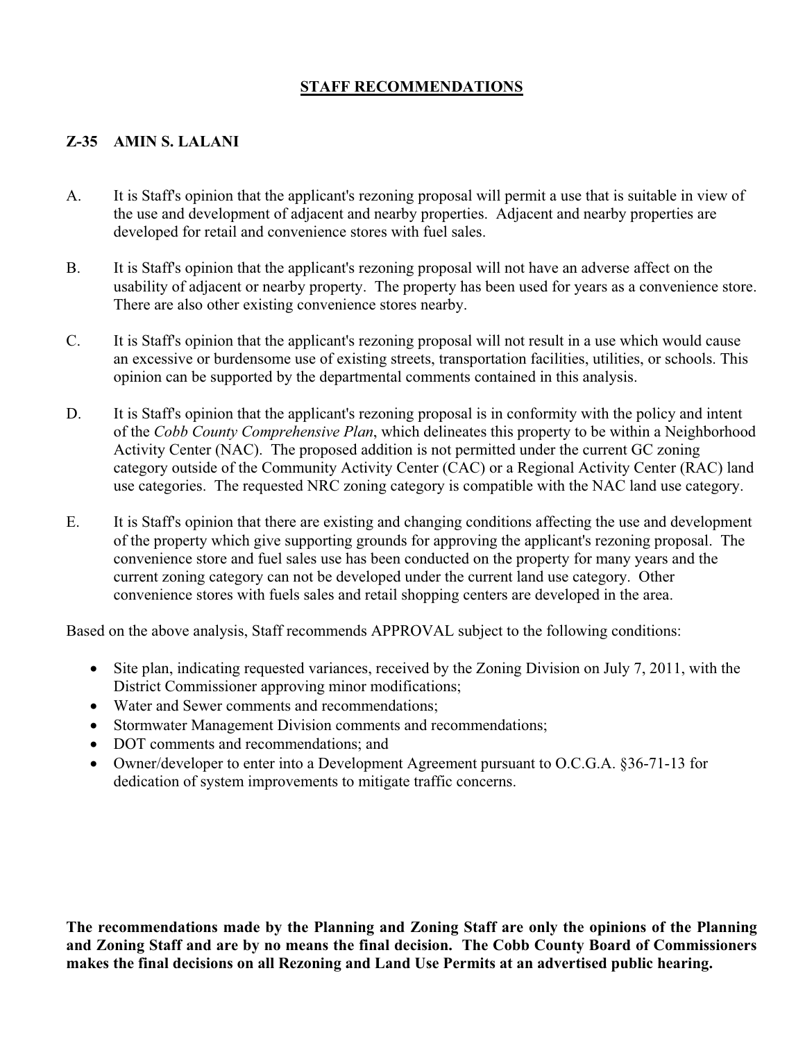## STAFF RECOMMENDATIONS

### Z-35 AMIN S. LALANI

A. It is Staff's opinion that the applicant's rezoning proposal will permit a use that is suitable in view of the use and development of adjacent and nearby properties. Adjacent and nearby properties are developed for retail and convenience stores with fuel sales.

B. It is Staff's opinion that the applicant's rezoning proposal will not have an adverse affect on the usability of adjacent or nearby property. The property has been used for years as a convenience store. There are also other existing convenience stores nearby.

C. It is Staff's opinion that the applicant's rezoning proposal will not result in a use which would cause an excessive or burdensome use of existing streets, transportation facilities, utilities, or schools. This opinion can be supported by the departmental comments contained in this analysis.

D. It is Staff's opinion that the applicant's rezoning proposal is in conformity with the policy and intent of the *Cobb County Comprehensive Plan*, which delineates this property to be within a Neighborhood Activity Center (NAC). The proposed addition is not permitted under the current GC zoning category outside of the Community Activity Center (CAC) or a Regional Activity Center (RAC) land use categories. The requested NRC zoning category is compatible with the NAC land use category.

E. It is Staff's opinion that there are existing and changing conditions affecting the use and development of the property which give supporting grounds for approving the applicant's rezoning proposal. The convenience store and fuel sales use has been conducted on the property for many years and the current zoning category can not be developed under the current land use category. Other convenience stores with fuels sales and retail shopping centers are developed in the area.

Based on the above analysis, Staff recommends APPROVAL subject to the following conditions:

- Site plan, indicating requested variances, received by the Zoning Division on July 7, 2011, with the District Commissioner approving minor modifications;
- Water and Sewer comments and recommendations;
- Stormwater Management Division comments and recommendations;
- DOT comments and recommendations; and
- Owner/developer to enter into a Development Agreement pursuant to O.C.G.A. §36-71-13 for dedication of system improvements to mitigate traffic concerns.

**The recommendations made by the Planning and Zoning Staff are only the opinions of the Planning and Zoning Staff and are by no means the final decision. The Cobb County Board of Commissioners makes the final decisions on all Rezoning and Land Use Permits at an advertised public hearing.**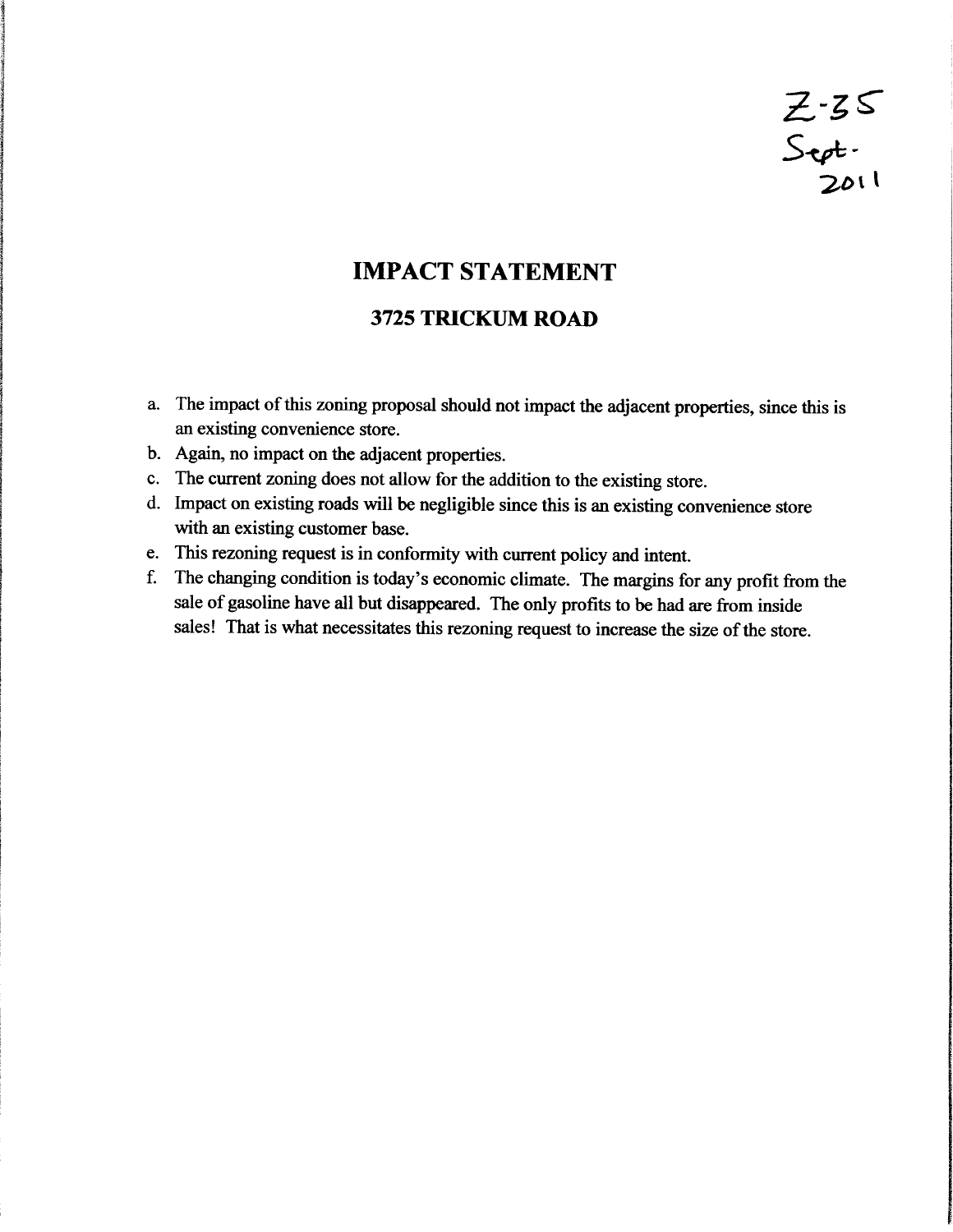Z-35
Sept.
2011

# IMPACT STATEMENT

## 3725 TRICKUM ROAD

a. The impact of this zoning proposal should not impact the adjacent properties, since this is an existing convenience store.
b. Again, no impact on the adjacent properties.
c. The current zoning does not allow for the addition to the existing store.
d. Impact on existing roads will be negligible since this is an existing convenience store with an existing customer base.
e. This rezoning request is in conformity with current policy and intent.
f. The changing condition is today's economic climate. The margins for any profit from the sale of gasoline have all but disappeared. The only profits to be had are from inside sales! That is what necessitates this rezoning request to increase the size of the store.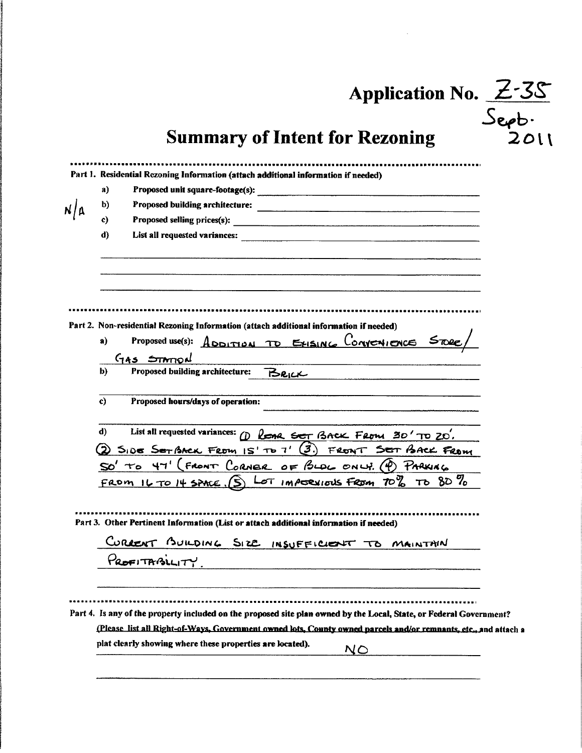# Application No. Z-35

Sept. 2011

## Summary of Intent for Rezoning

**Part 1. Residential Rezoning Information (attach additional information if needed)**

N/A

a) **Proposed unit square-footage(s):**

b) **Proposed building architecture:**

c) **Proposed selling prices(s):**

d) **List all requested variances:**

**Part 2. Non-residential Rezoning Information (attach additional information if needed)**

a) **Proposed use(s):** ADDITION TO EXISING CONVENIENCE STORE/ GAS STATION

b) **Proposed building architecture:** BRICK

c) **Proposed hours/days of operation:**

d) **List all requested variances:** (1) REAR SET BACK FROM 30' TO 20'. (2) SIDE SET BACK FROM 15' TO 7' (3.) FRONT SET BACK FROM 50' TO 47' (FRONT CORNER OF BLDG ONLY. (4) PARKING FROM 16 TO 14 SPACE. (5) LOT IMPERVIOUS FROM 70% TO 80%

**Part 3. Other Pertinent Information (List or attach additional information if needed)**

CURRENT BUILDING SIZE INSUFFICIENT TO MAINTAIN PROFITABILITY.

**Part 4. Is any of the property included on the proposed site plan owned by the Local, State, or Federal Government?** (Please list all Right-of-Ways, Government owned lots, County owned parcels and/or remnants, etc., and attach a plat clearly showing where these properties are located).

NO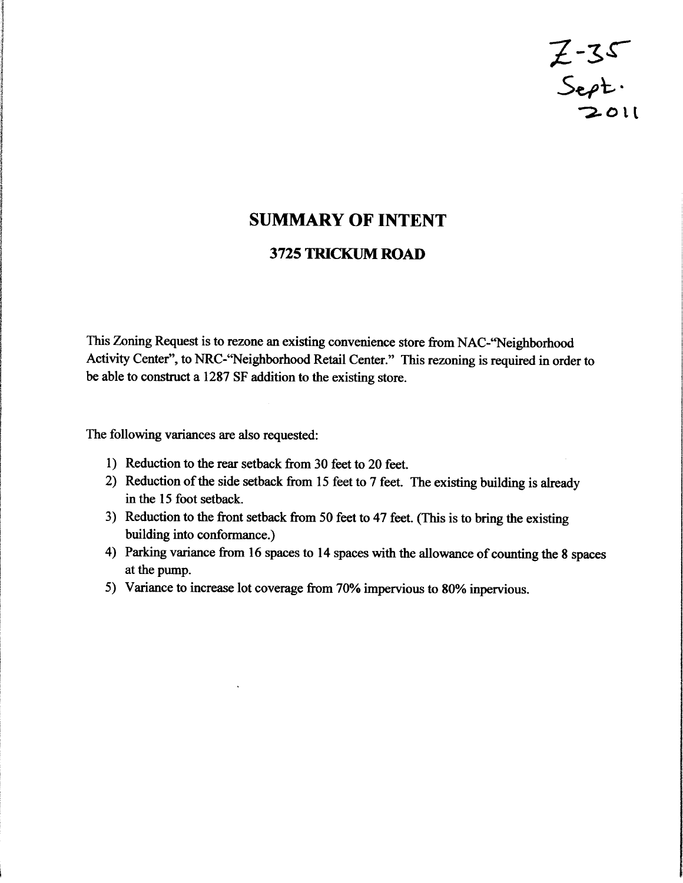Z-35
Sept.
2011

# SUMMARY OF INTENT

## 3725 TRICKUM ROAD

This Zoning Request is to rezone an existing convenience store from NAC-"Neighborhood Activity Center", to NRC-"Neighborhood Retail Center." This rezoning is required in order to be able to construct a 1287 SF addition to the existing store.

The following variances are also requested:

1) Reduction to the rear setback from 30 feet to 20 feet.
2) Reduction of the side setback from 15 feet to 7 feet. The existing building is already in the 15 foot setback.
3) Reduction to the front setback from 50 feet to 47 feet. (This is to bring the existing building into conformance.)
4) Parking variance from 16 spaces to 14 spaces with the allowance of counting the 8 spaces at the pump.
5) Variance to increase lot coverage from 70% impervious to 80% inpervious.